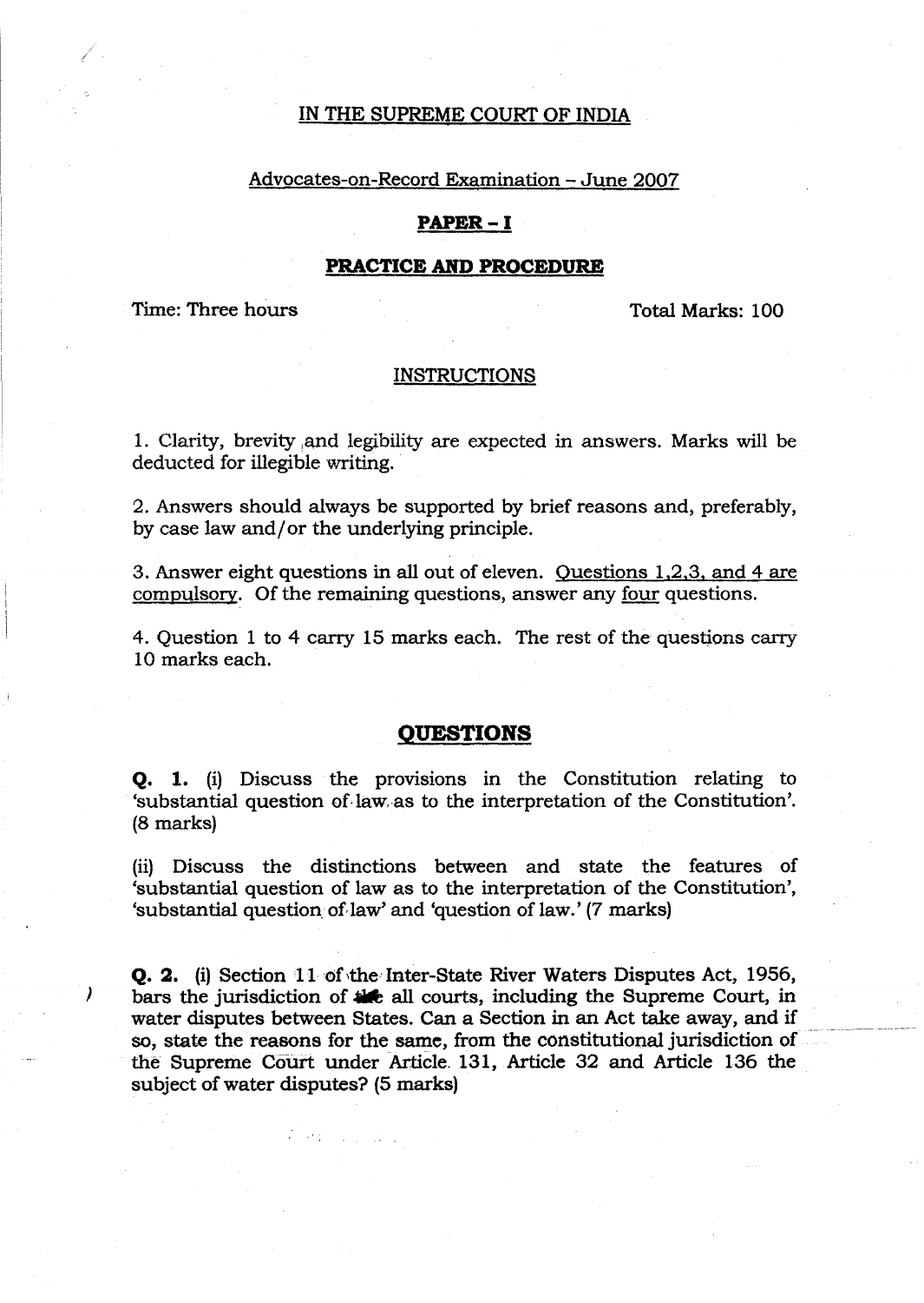# IN THE SUPREME COURT OF INDIA

## Advocates-on-Record Examination – June 2007

## PAPER – I

## PRACTICE AND PROCEDURE

Time: Three hours                                                                 Total Marks: 100

### INSTRUCTIONS

1. Clarity, brevity and legibility are expected in answers. Marks will be deducted for illegible writing.

2. Answers should always be supported by brief reasons and, preferably, by case law and/or the underlying principle.

3. Answer eight questions in all out of eleven. Questions 1,2,3, and 4 are compulsory. Of the remaining questions, answer any four questions.

4. Question 1 to 4 carry 15 marks each. The rest of the questions carry 10 marks each.

## QUESTIONS

**Q. 1.** (i) Discuss the provisions in the Constitution relating to 'substantial question of law as to the interpretation of the Constitution'. (8 marks)

(ii) Discuss the distinctions between and state the features of 'substantial question of law as to the interpretation of the Constitution', 'substantial question of law' and 'question of law.' (7 marks)

**Q. 2.** (i) Section 11 of the Inter-State River Waters Disputes Act, 1956, bars the jurisdiction of the all courts, including the Supreme Court, in water disputes between States. Can a Section in an Act take away, and if so, state the reasons for the same, from the constitutional jurisdiction of the Supreme Court under Article 131, Article 32 and Article 136 the subject of water disputes? (5 marks)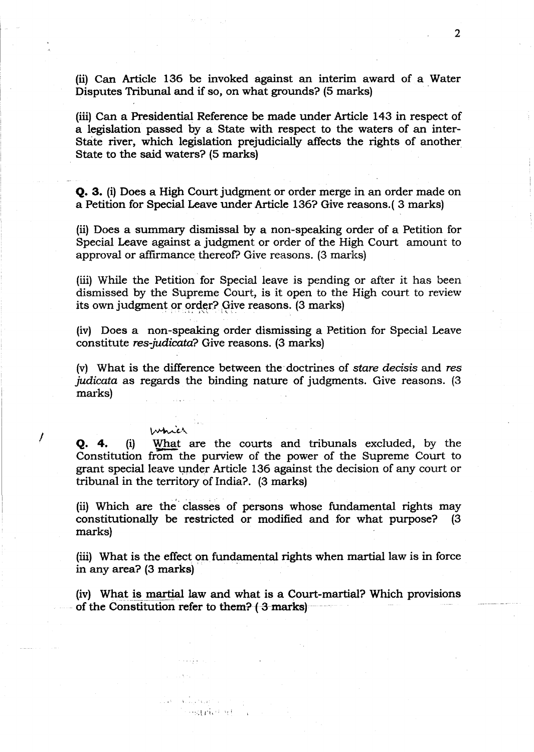(ii) Can Article 136 be invoked against an interim award of a Water Disputes Tribunal and if so, on what grounds? (5 marks)

(iii) Can a Presidential Reference be made under Article 143 in respect of a legislation passed by a State with respect to the waters of an inter-State river, which legislation prejudicially affects the rights of another State to the said waters? (5 marks)

**Q. 3.** (i) Does a High Court judgment or order merge in an order made on a Petition for Special Leave under Article 136? Give reasons.( 3 marks)

(ii) Does a summary dismissal by a non-speaking order of a Petition for Special Leave against a judgment or order of the High Court amount to approval or affirmance thereof? Give reasons. (3 marks)

(iii) While the Petition for Special leave is pending or after it has been dismissed by the Supreme Court, is it open to the High court to review its own judgment or order? Give reasons. (3 marks)

(iv) Does a non-speaking order dismissing a Petition for Special Leave constitute *res-judicata*? Give reasons. (3 marks)

(v) What is the difference between the doctrines of *stare decisis* and *res judicata* as regards the binding nature of judgments. Give reasons. (3 marks)

**Q. 4.** (i) What (which) are the courts and tribunals excluded, by the Constitution from the purview of the power of the Supreme Court to grant special leave under Article 136 against the decision of any court or tribunal in the territory of India?. (3 marks)

(ii) Which are the classes of persons whose fundamental rights may constitutionally be restricted or modified and for what purpose? (3 marks)

(iii) What is the effect on fundamental rights when martial law is in force in any area? (3 marks)

(iv) What is martial law and what is a Court-martial? Which provisions of the Constitution refer to them? ( 3 marks)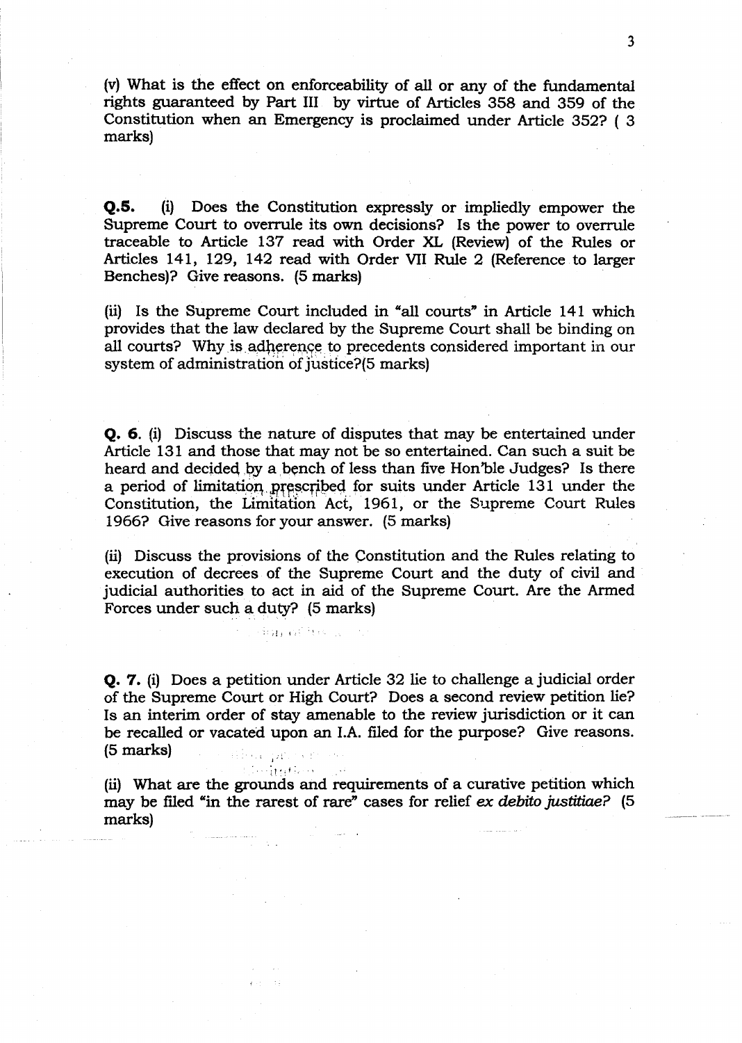(v) What is the effect on enforceability of all or any of the fundamental rights guaranteed by Part III by virtue of Articles 358 and 359 of the Constitution when an Emergency is proclaimed under Article 352? ( 3 marks)

**Q.5.** (i) Does the Constitution expressly or impliedly empower the Supreme Court to overrule its own decisions? Is the power to overrule traceable to Article 137 read with Order XL (Review) of the Rules or Articles 141, 129, 142 read with Order VII Rule 2 (Reference to larger Benches)? Give reasons. (5 marks)

(ii) Is the Supreme Court included in "all courts" in Article 141 which provides that the law declared by the Supreme Court shall be binding on all courts? Why is adherence to precedents considered important in our system of administration of justice?(5 marks)

**Q. 6**. (i) Discuss the nature of disputes that may be entertained under Article 131 and those that may not be so entertained. Can such a suit be heard and decided by a bench of less than five Hon'ble Judges? Is there a period of limitation prescribed for suits under Article 131 under the Constitution, the Limitation Act, 1961, or the Supreme Court Rules 1966? Give reasons for your answer. (5 marks)

(ii) Discuss the provisions of the Constitution and the Rules relating to execution of decrees of the Supreme Court and the duty of civil and judicial authorities to act in aid of the Supreme Court. Are the Armed Forces under such a duty? (5 marks)

**Q. 7.** (i) Does a petition under Article 32 lie to challenge a judicial order of the Supreme Court or High Court? Does a second review petition lie? Is an interim order of stay amenable to the review jurisdiction or it can be recalled or vacated upon an I.A. filed for the purpose? Give reasons. (5 marks)

(ii) What are the grounds and requirements of a curative petition which may be filed "in the rarest of rare" cases for relief *ex debito justitiae?* (5 marks)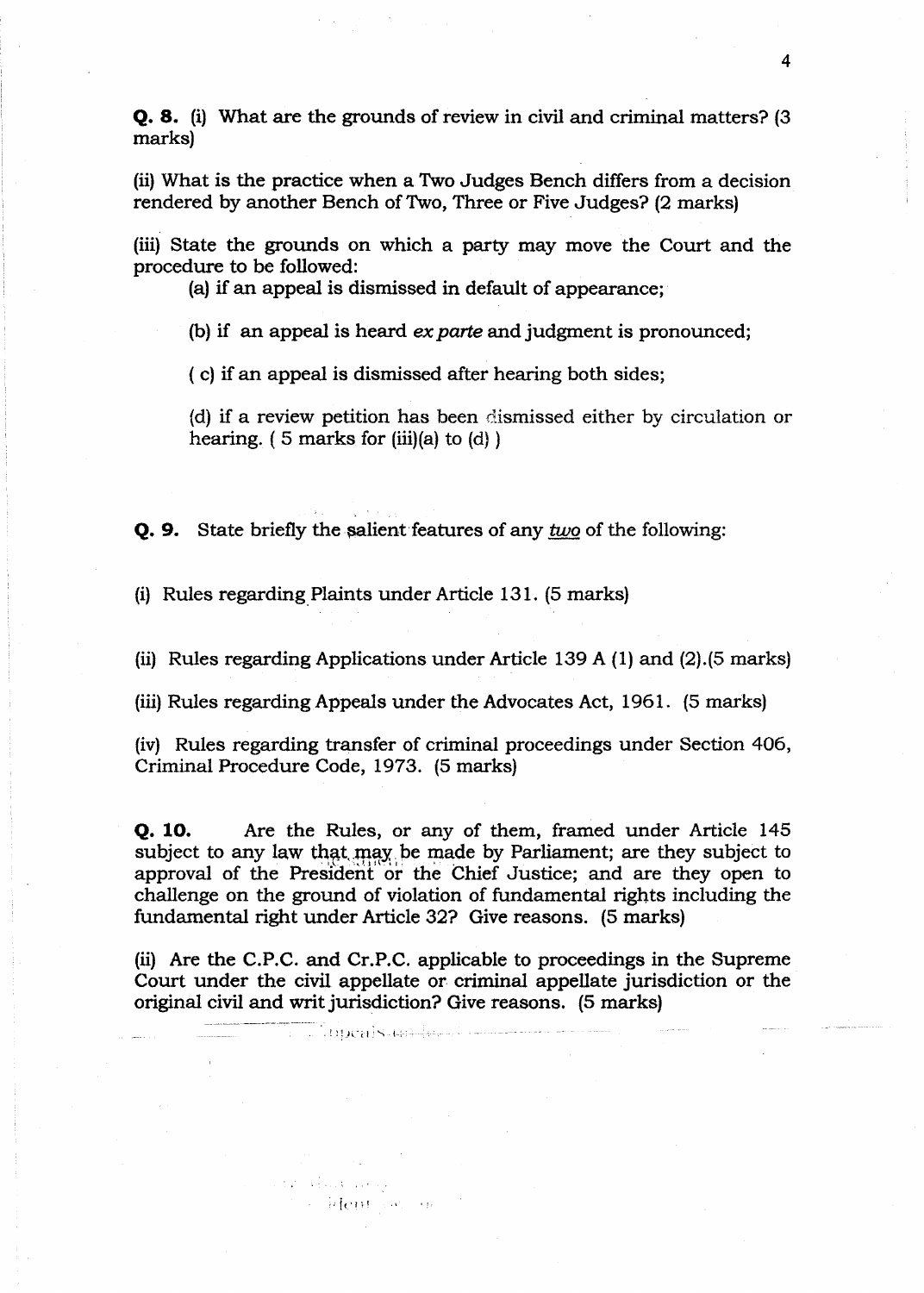**Q. 8.** (i) What are the grounds of review in civil and criminal matters? (3 marks)

(ii) What is the practice when a Two Judges Bench differs from a decision rendered by another Bench of Two, Three or Five Judges? (2 marks)

(iii) State the grounds on which a party may move the Court and the procedure to be followed:

(a) if an appeal is dismissed in default of appearance;

(b) if an appeal is heard *ex parte* and judgment is pronounced;

( c) if an appeal is dismissed after hearing both sides;

(d) if a review petition has been dismissed either by circulation or hearing. ( 5 marks for (iii)(a) to (d) )

**Q. 9.** State briefly the salient features of any *two* of the following:

(i) Rules regarding Plaints under Article 131. (5 marks)

(ii) Rules regarding Applications under Article 139 A (1) and (2).(5 marks)

(iii) Rules regarding Appeals under the Advocates Act, 1961. (5 marks)

(iv) Rules regarding transfer of criminal proceedings under Section 406, Criminal Procedure Code, 1973. (5 marks)

**Q. 10.** Are the Rules, or any of them, framed under Article 145 subject to any law that may be made by Parliament; are they subject to approval of the President or the Chief Justice; and are they open to challenge on the ground of violation of fundamental rights including the fundamental right under Article 32? Give reasons. (5 marks)

(ii) Are the C.P.C. and Cr.P.C. applicable to proceedings in the Supreme Court under the civil appellate or criminal appellate jurisdiction or the original civil and writ jurisdiction? Give reasons. (5 marks)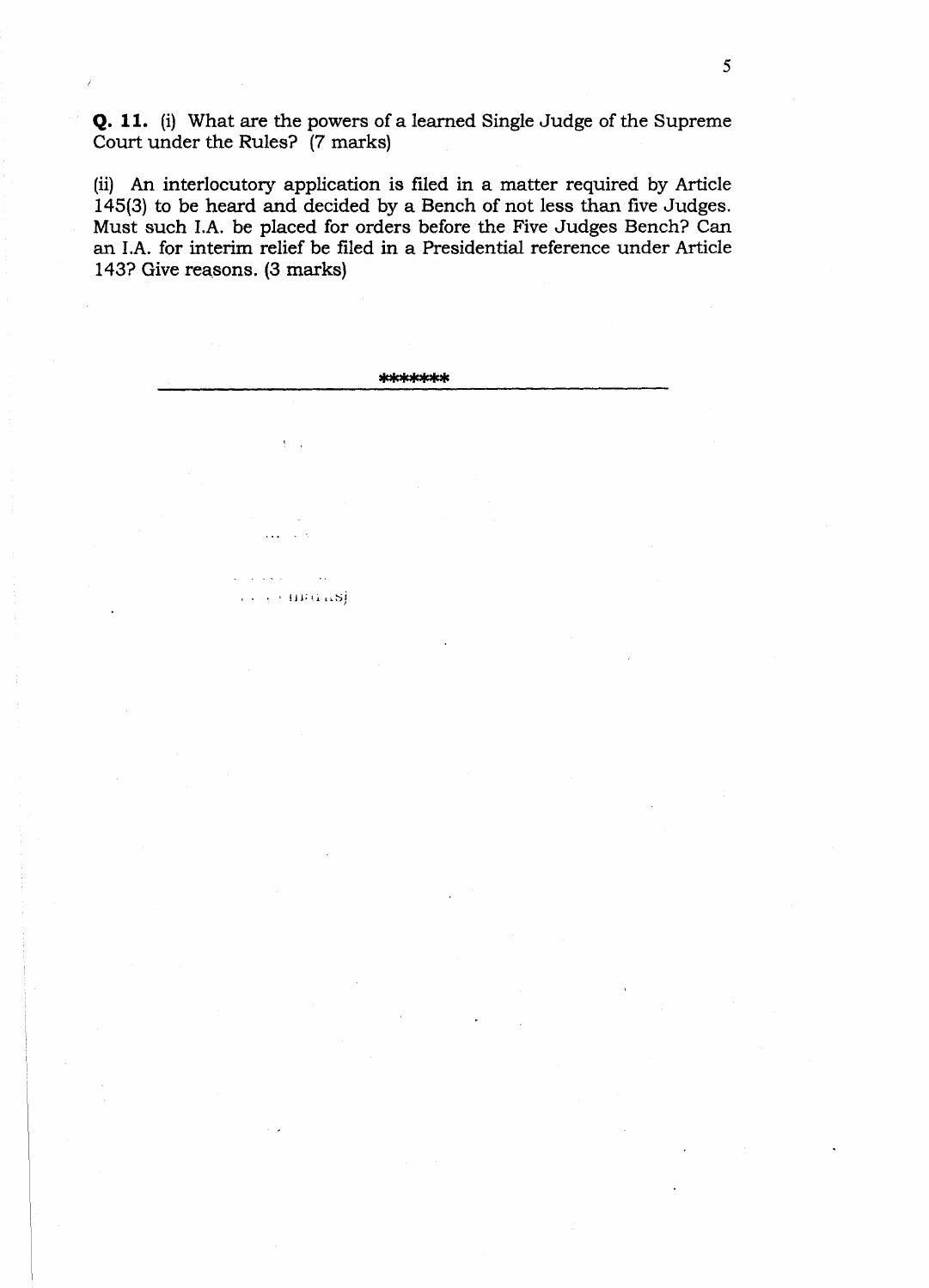**Q. 11.** (i) What are the powers of a learned Single Judge of the Supreme Court under the Rules? (7 marks)

(ii) An interlocutory application is filed in a matter required by Article 145(3) to be heard and decided by a Bench of not less than five Judges. Must such I.A. be placed for orders before the Five Judges Bench? Can an I.A. for interim relief be filed in a Presidential reference under Article 143? Give reasons. (3 marks)

*******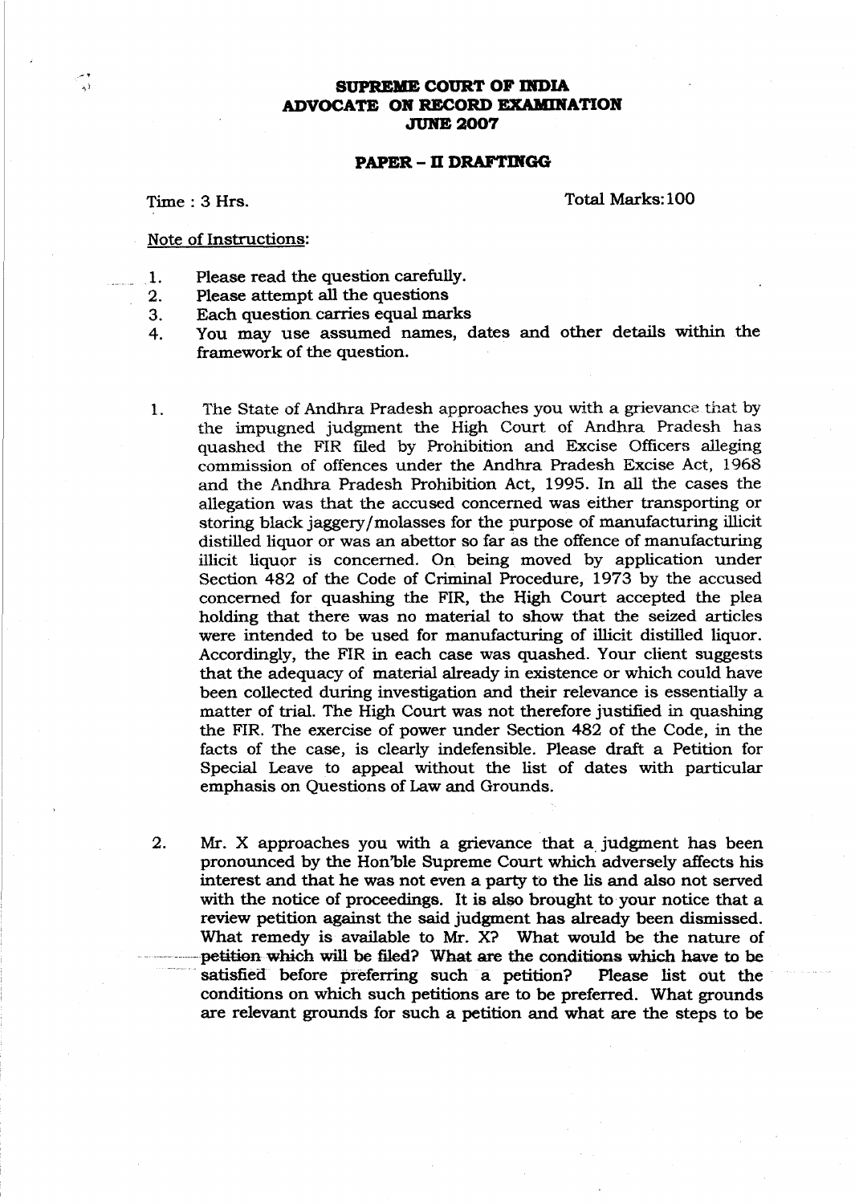# SUPREME COURT OF INDIA
# ADVOCATE ON RECORD EXAMINATION
# JUNE 2007

## PAPER – II DRAFTINGG

Time : 3 Hrs. Total Marks:100

Note of Instructions:

1. Please read the question carefully.
2. Please attempt all the questions
3. Each question carries equal marks
4. You may use assumed names, dates and other details within the framework of the question.

1. The State of Andhra Pradesh approaches you with a grievance that by the impugned judgment the High Court of Andhra Pradesh has quashed the FIR filed by Prohibition and Excise Officers alleging commission of offences under the Andhra Pradesh Excise Act, 1968 and the Andhra Pradesh Prohibition Act, 1995. In all the cases the allegation was that the accused concerned was either transporting or storing black jaggery/molasses for the purpose of manufacturing illicit distilled liquor or was an abettor so far as the offence of manufacturing illicit liquor is concerned. On being moved by application under Section 482 of the Code of Criminal Procedure, 1973 by the accused concerned for quashing the FIR, the High Court accepted the plea holding that there was no material to show that the seized articles were intended to be used for manufacturing of illicit distilled liquor. Accordingly, the FIR in each case was quashed. Your client suggests that the adequacy of material already in existence or which could have been collected during investigation and their relevance is essentially a matter of trial. The High Court was not therefore justified in quashing the FIR. The exercise of power under Section 482 of the Code, in the facts of the case, is clearly indefensible. Please draft a Petition for Special Leave to appeal without the list of dates with particular emphasis on Questions of Law and Grounds.

2. Mr. X approaches you with a grievance that a judgment has been pronounced by the Hon'ble Supreme Court which adversely affects his interest and that he was not even a party to the lis and also not served with the notice of proceedings. It is also brought to your notice that a review petition against the said judgment has already been dismissed. What remedy is available to Mr. X? What would be the nature of petition which will be filed? What are the conditions which have to be satisfied before preferring such a petition? Please list out the conditions on which such petitions are to be preferred. What grounds are relevant grounds for such a petition and what are the steps to be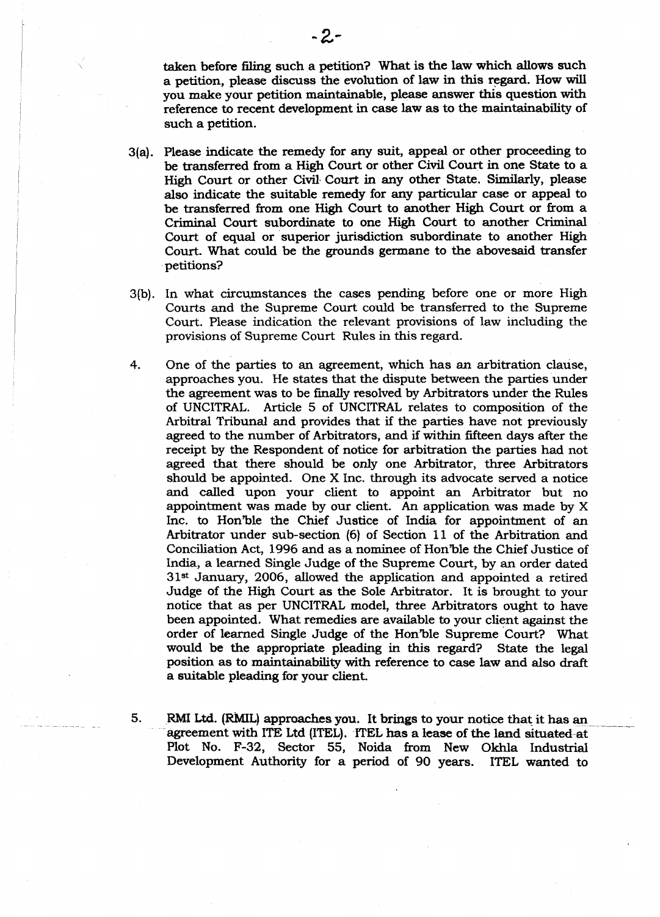taken before filing such a petition? What is the law which allows such a petition, please discuss the evolution of law in this regard. How will you make your petition maintainable, please answer this question with reference to recent development in case law as to the maintainability of such a petition.

3(a). Please indicate the remedy for any suit, appeal or other proceeding to be transferred from a High Court or other Civil Court in one State to a High Court or other Civil Court in any other State. Similarly, please also indicate the suitable remedy for any particular case or appeal to be transferred from one High Court to another High Court or from a Criminal Court subordinate to one High Court to another Criminal Court of equal or superior jurisdiction subordinate to another High Court. What could be the grounds germane to the abovesaid transfer petitions?

3(b). In what circumstances the cases pending before one or more High Courts and the Supreme Court could be transferred to the Supreme Court. Please indication the relevant provisions of law including the provisions of Supreme Court Rules in this regard.

4. One of the parties to an agreement, which has an arbitration clause, approaches you. He states that the dispute between the parties under the agreement was to be finally resolved by Arbitrators under the Rules of UNCITRAL. Article 5 of UNCITRAL relates to composition of the Arbitral Tribunal and provides that if the parties have not previously agreed to the number of Arbitrators, and if within fifteen days after the receipt by the Respondent of notice for arbitration the parties had not agreed that there should be only one Arbitrator, three Arbitrators should be appointed. One X Inc. through its advocate served a notice and called upon your client to appoint an Arbitrator but no appointment was made by our client. An application was made by X Inc. to Hon'ble the Chief Justice of India for appointment of an Arbitrator under sub-section (6) of Section 11 of the Arbitration and Conciliation Act, 1996 and as a nominee of Hon'ble the Chief Justice of India, a learned Single Judge of the Supreme Court, by an order dated 31st January, 2006, allowed the application and appointed a retired Judge of the High Court as the Sole Arbitrator. It is brought to your notice that as per UNCITRAL model, three Arbitrators ought to have been appointed. What remedies are available to your client against the order of learned Single Judge of the Hon'ble Supreme Court? What would be the appropriate pleading in this regard? State the legal position as to maintainability with reference to case law and also draft a suitable pleading for your client.

5. RMI Ltd. (RMIL) approaches you. It brings to your notice that it has an agreement with ITE Ltd (ITEL). ITEL has a lease of the land situated at Plot No. F-32, Sector 55, Noida from New Okhla Industrial Development Authority for a period of 90 years. ITEL wanted to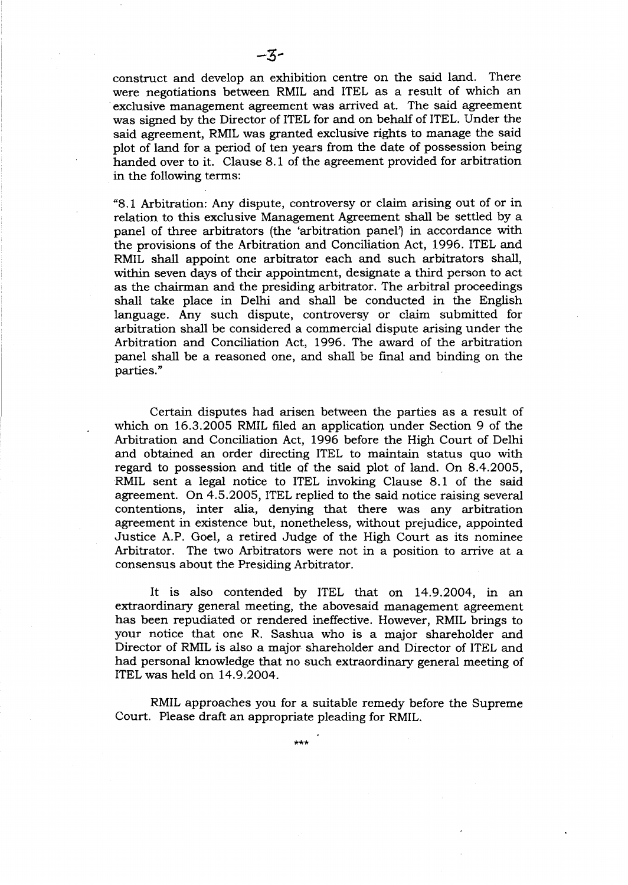construct and develop an exhibition centre on the said land. There were negotiations between RMIL and ITEL as a result of which an exclusive management agreement was arrived at. The said agreement was signed by the Director of ITEL for and on behalf of ITEL. Under the said agreement, RMIL was granted exclusive rights to manage the said plot of land for a period of ten years from the date of possession being handed over to it. Clause 8.1 of the agreement provided for arbitration in the following terms:

"8.1 Arbitration: Any dispute, controversy or claim arising out of or in relation to this exclusive Management Agreement shall be settled by a panel of three arbitrators (the 'arbitration panel') in accordance with the provisions of the Arbitration and Conciliation Act, 1996. ITEL and RMIL shall appoint one arbitrator each and such arbitrators shall, within seven days of their appointment, designate a third person to act as the chairman and the presiding arbitrator. The arbitral proceedings shall take place in Delhi and shall be conducted in the English language. Any such dispute, controversy or claim submitted for arbitration shall be considered a commercial dispute arising under the Arbitration and Conciliation Act, 1996. The award of the arbitration panel shall be a reasoned one, and shall be final and binding on the parties."

Certain disputes had arisen between the parties as a result of which on 16.3.2005 RMIL filed an application under Section 9 of the Arbitration and Conciliation Act, 1996 before the High Court of Delhi and obtained an order directing ITEL to maintain status quo with regard to possession and title of the said plot of land. On 8.4.2005, RMIL sent a legal notice to ITEL invoking Clause 8.1 of the said agreement. On 4.5.2005, ITEL replied to the said notice raising several contentions, inter alia, denying that there was any arbitration agreement in existence but, nonetheless, without prejudice, appointed Justice A.P. Goel, a retired Judge of the High Court as its nominee Arbitrator. The two Arbitrators were not in a position to arrive at a consensus about the Presiding Arbitrator.

It is also contended by ITEL that on 14.9.2004, in an extraordinary general meeting, the abovesaid management agreement has been repudiated or rendered ineffective. However, RMIL brings to your notice that one R. Sashua who is a major shareholder and Director of RMIL is also a major shareholder and Director of ITEL and had personal knowledge that no such extraordinary general meeting of ITEL was held on 14.9.2004.

RMIL approaches you for a suitable remedy before the Supreme Court. Please draft an appropriate pleading for RMIL.

\*\*\*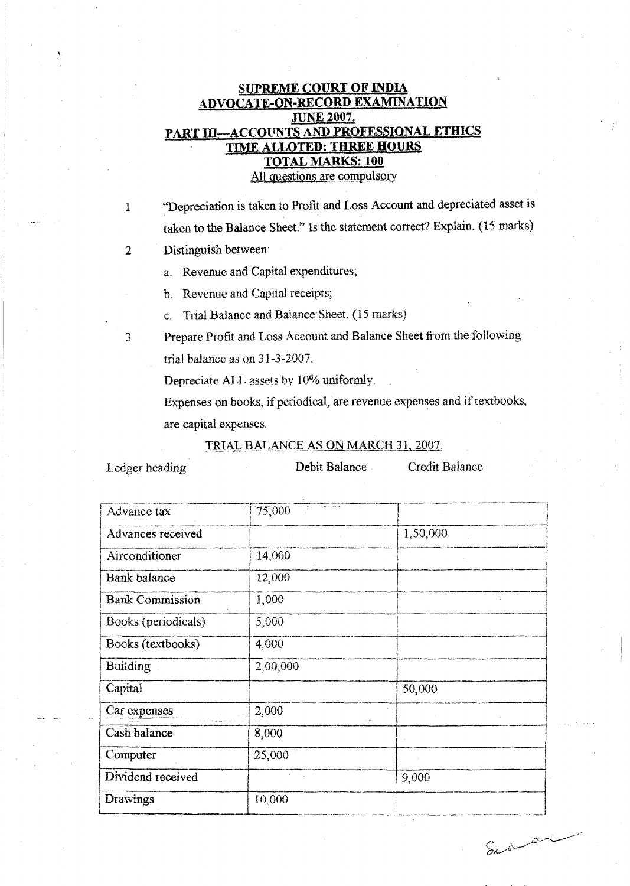# SUPREME COURT OF INDIA

## ADVOCATE-ON-RECORD EXAMINATION

## JUNE 2007.

## PART III—ACCOUNTS AND PROFESSIONAL ETHICS

### TIME ALLOTED: THREE HOURS

### TOTAL MARKS: 100

All questions are compulsory

1. "Depreciation is taken to Profit and Loss Account and depreciated asset is taken to the Balance Sheet." Is the statement correct? Explain. (15 marks)

2. Distinguish between:

   a. Revenue and Capital expenditures;

   b. Revenue and Capital receipts;

   c. Trial Balance and Balance Sheet. (15 marks)

3. Prepare Profit and Loss Account and Balance Sheet from the following trial balance as on 31-3-2007.

   Depreciate ALL assets by 10% uniformly.

   Expenses on books, if periodical, are revenue expenses and if textbooks, are capital expenses.

TRIAL BALANCE AS ON MARCH 31, 2007.

| Ledger heading | Debit Balance | Credit Balance |
|---|---|---|
| Advance tax | 75,000 | |
| Advances received | | 1,50,000 |
| Airconditioner | 14,000 | |
| Bank balance | 12,000 | |
| Bank Commission | 1,000 | |
| Books (periodicals) | 5,000 | |
| Books (textbooks) | 4,000 | |
| Building | 2,00,000 | |
| Capital | | 50,000 |
| Car expenses | 2,000 | |
| Cash balance | 8,000 | |
| Computer | 25,000 | |
| Dividend received | | 9,000 |
| Drawings | 10,000 | |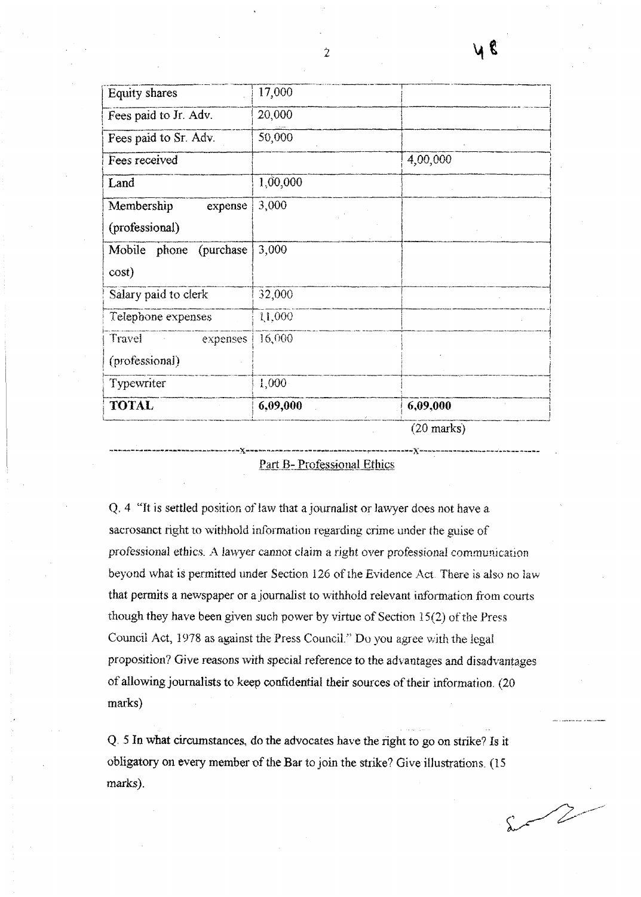| Equity shares | 17,000 | |
|---|---|---|
| Fees paid to Jr. Adv. | 20,000 | |
| Fees paid to Sr. Adv. | 50,000 | |
| Fees received | | 4,00,000 |
| Land | 1,00,000 | |
| Membership expense (professional) | 3,000 | |
| Mobile phone (purchase cost) | 3,000 | |
| Salary paid to clerk | 32,000 | |
| Telephone expenses | 11,000 | |
| Travel expenses (professional) | 16,000 | |
| Typewriter | 1,000 | |
| **TOTAL** | **6,09,000** | **6,09,000** |

(20 marks)

---

## Part B- Professional Ethics

Q. 4 "It is settled position of law that a journalist or lawyer does not have a sacrosanct right to withhold information regarding crime under the guise of professional ethics. A lawyer cannot claim a right over professional communication beyond what is permitted under Section 126 of the Evidence Act. There is also no law that permits a newspaper or a journalist to withhold relevant information from courts though they have been given such power by virtue of Section 15(2) of the Press Council Act, 1978 as against the Press Council." Do you agree with the legal proposition? Give reasons with special reference to the advantages and disadvantages of allowing journalists to keep confidential their sources of their information. (20 marks)

Q. 5 In what circumstances, do the advocates have the right to go on strike? Is it obligatory on every member of the Bar to join the strike? Give illustrations. (15 marks).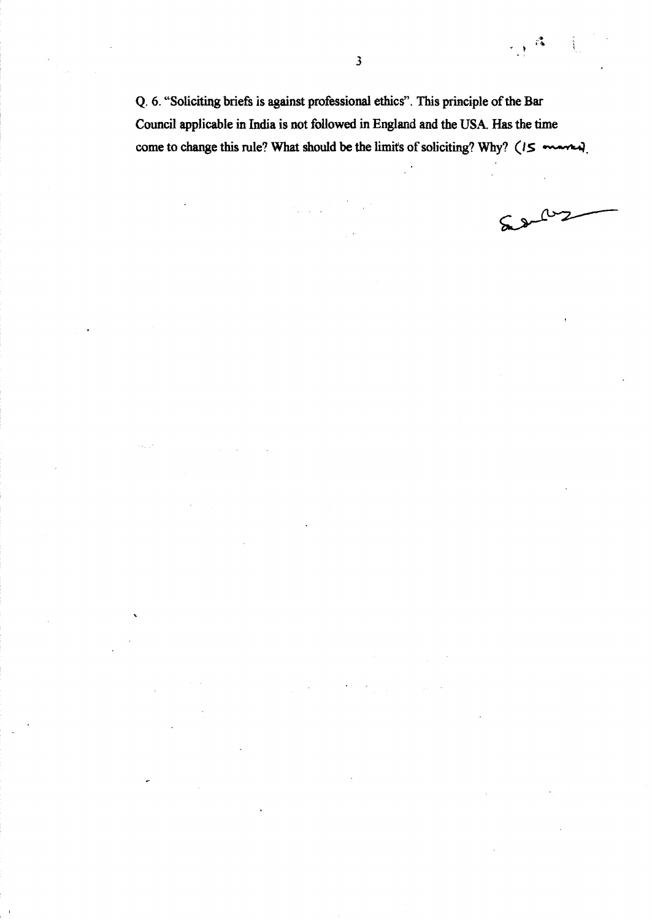Q. 6. "Soliciting briefs is against professional ethics". This principle of the Bar Council applicable in India is not followed in England and the USA. Has the time come to change this rule? What should be the limits of soliciting? Why? (15 marks).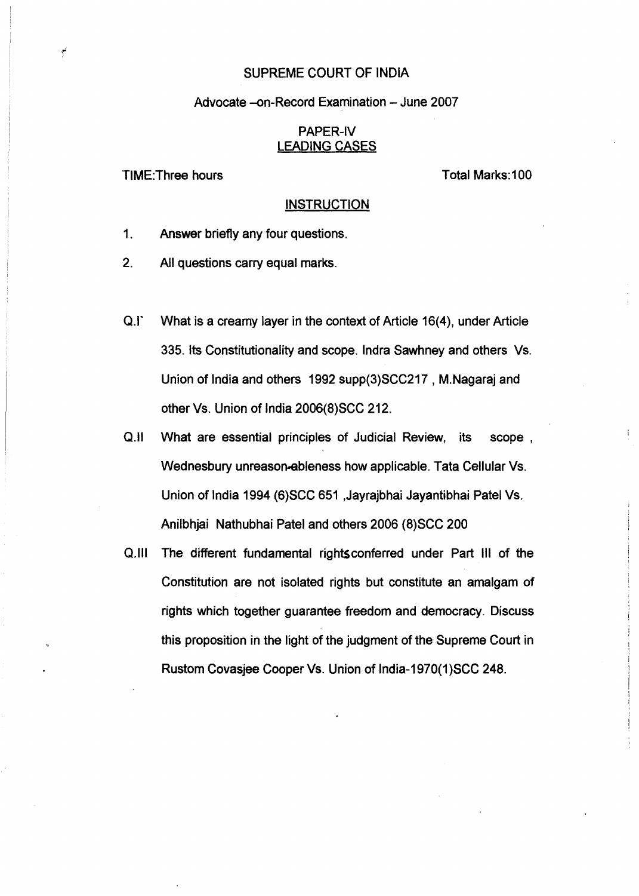# SUPREME COURT OF INDIA

## Advocate –on-Record Examination – June 2007

## PAPER-IV
## LEADING CASES

TIME:Three hours　　　　　　　　　　　　　　　　　Total Marks:100

### INSTRUCTION

1. Answer briefly any four questions.
2. All questions carry equal marks.

Q.I` What is a creamy layer in the context of Article 16(4), under Article 335. Its Constitutionality and scope. Indra Sawhney and others Vs. Union of India and others 1992 supp(3)SCC217 , M.Nagaraj and other Vs. Union of India 2006(8)SCC 212.

Q.II What are essential principles of Judicial Review, its scope , Wednesbury unreason-ableness how applicable. Tata Cellular Vs. Union of India 1994 (6)SCC 651 ,Jayrajbhai Jayantibhai Patel Vs. Anilbhjai Nathubhai Patel and others 2006 (8)SCC 200

Q.III The different fundamental rightsconferred under Part III of the Constitution are not isolated rights but constitute an amalgam of rights which together guarantee freedom and democracy. Discuss this proposition in the light of the judgment of the Supreme Court in Rustom Covasjee Cooper Vs. Union of India-1970(1)SCC 248.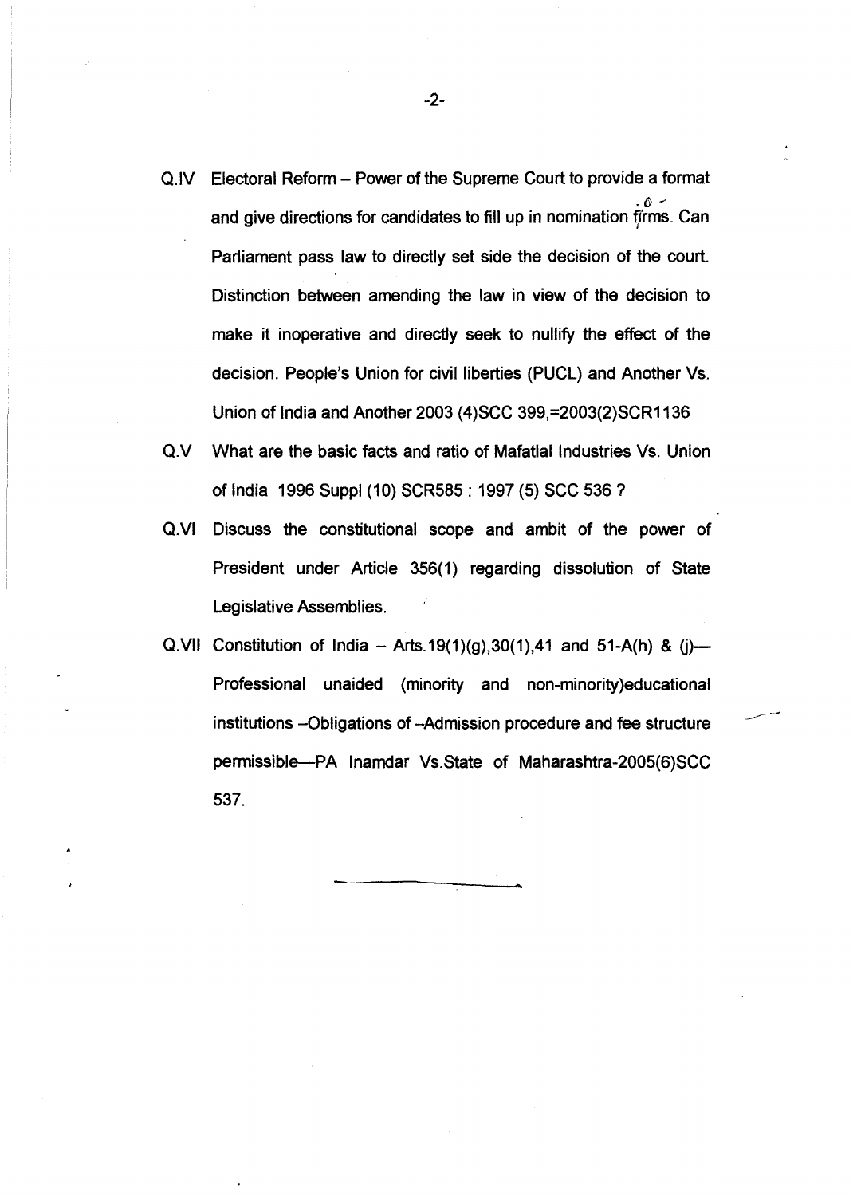Q.IV Electoral Reform – Power of the Supreme Court to provide a format and give directions for candidates to fill up in nomination firms. Can Parliament pass law to directly set side the decision of the court. Distinction between amending the law in view of the decision to make it inoperative and directly seek to nullify the effect of the decision. People's Union for civil liberties (PUCL) and Another Vs. Union of India and Another 2003 (4)SCC 399,=2003(2)SCR1136

Q.V What are the basic facts and ratio of Mafatlal Industries Vs. Union of India 1996 Suppl (10) SCR585 : 1997 (5) SCC 536 ?

Q.VI Discuss the constitutional scope and ambit of the power of President under Article 356(1) regarding dissolution of State Legislative Assemblies.

Q.VII Constitution of India – Arts.19(1)(g),30(1),41 and 51-A(h) & (j)— Professional unaided (minority and non-minority)educational institutions –Obligations of –Admission procedure and fee structure permissible—PA Inamdar Vs.State of Maharashtra-2005(6)SCC 537.